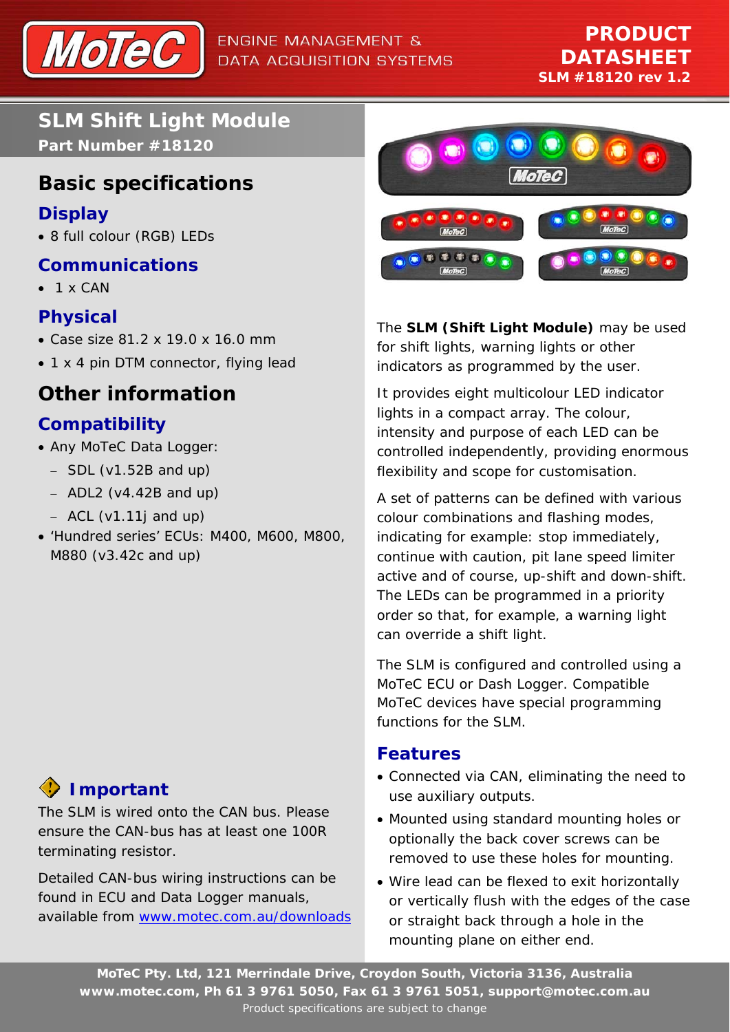ENGINE MANAGEMENT & DATA ACQUISITION SYSTEMS

**PRODUCT DATASHEET**
**SLM #18120 rev 1.2**

# SLM Shift Light Module

**Part Number #18120**

## Basic specifications

### Display

- 8 full colour (RGB) LEDs

### Communications

- 1 x CAN

### Physical

- Case size 81.2 x 19.0 x 16.0 mm
- 1 x 4 pin DTM connector, flying lead

## Other information

### Compatibility

- Any MoTeC Data Logger:
  - SDL (v1.52B and up)
  - ADL2 (v4.42B and up)
  - ACL (v1.11j and up)
- 'Hundred series' ECUs: M400, M600, M800, M880 (v3.42c and up)

### Important

The SLM is wired onto the CAN bus. Please ensure the CAN-bus has at least one 100R terminating resistor.

Detailed CAN-bus wiring instructions can be found in ECU and Data Logger manuals, available from [www.motec.com.au/downloads](http://www.motec.com.au/downloads)

The **SLM (Shift Light Module)** may be used for shift lights, warning lights or other indicators as programmed by the user.

It provides eight multicolour LED indicator lights in a compact array. The colour, intensity and purpose of each LED can be controlled independently, providing enormous flexibility and scope for customisation.

A set of patterns can be defined with various colour combinations and flashing modes, indicating for example: stop immediately, continue with caution, pit lane speed limiter active and of course, up-shift and down-shift. The LEDs can be programmed in a priority order so that, for example, a warning light can override a shift light.

The SLM is configured and controlled using a MoTeC ECU or Dash Logger. Compatible MoTeC devices have special programming functions for the SLM.

### Features

- Connected via CAN, eliminating the need to use auxiliary outputs.
- Mounted using standard mounting holes or optionally the back cover screws can be removed to use these holes for mounting.
- Wire lead can be flexed to exit horizontally or vertically flush with the edges of the case or straight back through a hole in the mounting plane on either end.

**MoTeC Pty. Ltd, 121 Merrindale Drive, Croydon South, Victoria 3136, Australia**
**www.motec.com, Ph 61 3 9761 5050, Fax 61 3 9761 5051, support@motec.com.au**
Product specifications are subject to change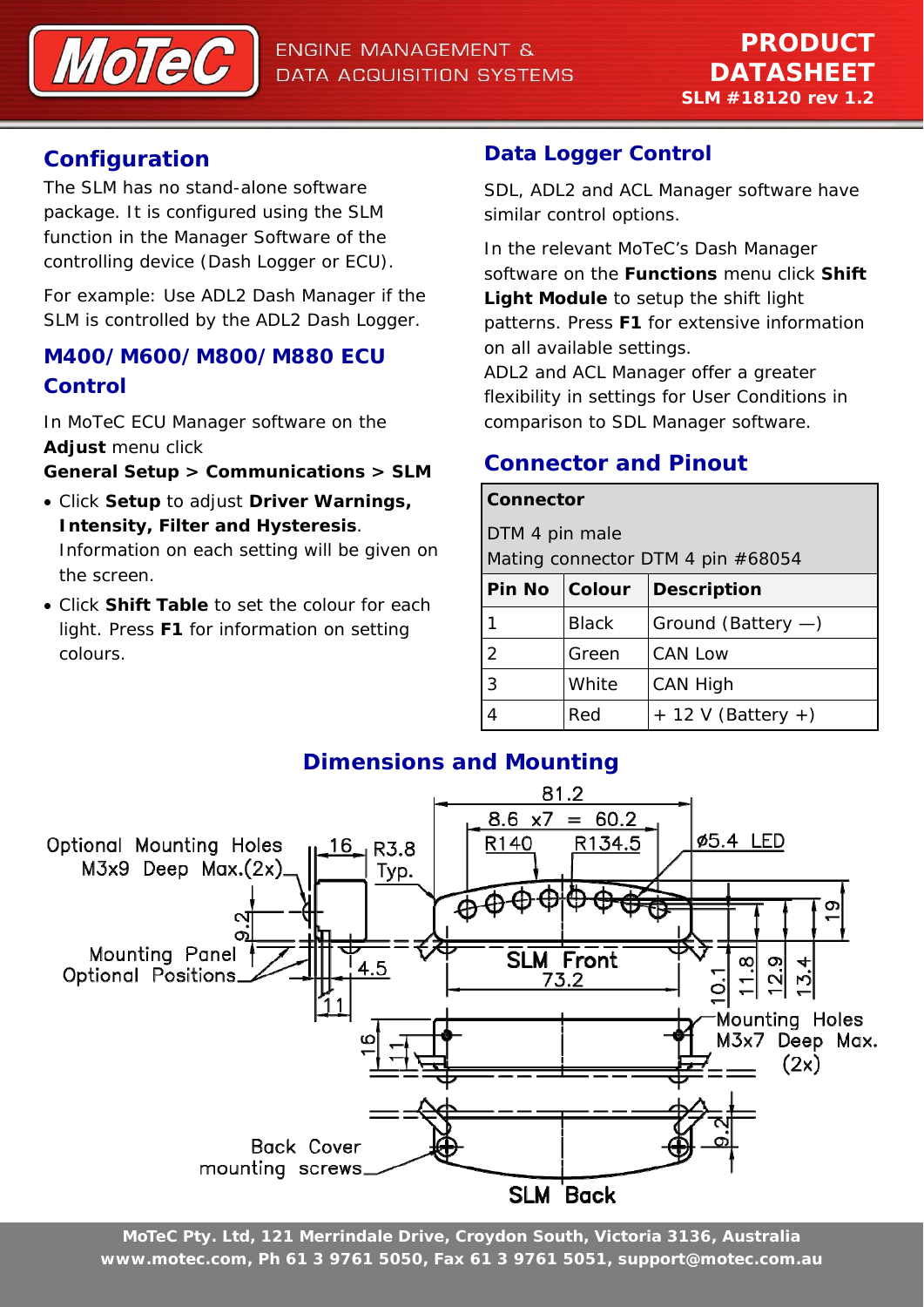## Configuration

The SLM has no stand-alone software package. It is configured using the SLM function in the Manager Software of the controlling device (Dash Logger or ECU).

For example: Use ADL2 Dash Manager if the SLM is controlled by the ADL2 Dash Logger.

## M400/M600/M800/M880 ECU Control

In MoTeC ECU Manager software on the **Adjust** menu click
**General Setup > Communications > SLM**

- Click **Setup** to adjust **Driver Warnings, Intensity, Filter and Hysteresis**. Information on each setting will be given on the screen.
- Click **Shift Table** to set the colour for each light. Press **F1** for information on setting colours.

## Data Logger Control

SDL, ADL2 and ACL Manager software have similar control options.

In the relevant MoTeC's Dash Manager software on the **Functions** menu click **Shift Light Module** to setup the shift light patterns. Press **F1** for extensive information on all available settings.
ADL2 and ACL Manager offer a greater flexibility in settings for User Conditions in comparison to SDL Manager software.

## Connector and Pinout

**Connector**

DTM 4 pin male
Mating connector DTM 4 pin #68054

| Pin No | Colour | Description |
|---|---|---|
| 1 | Black | Ground (Battery —) |
| 2 | Green | CAN Low |
| 3 | White | CAN High |
| 4 | Red | + 12 V (Battery +) |

## Dimensions and Mounting

81.2
8.6 x7 = 60.2
R140
R134.5
ø5.4 LED
Optional Mounting Holes M3x9 Deep Max.(2x)
16
R3.8 Typ.
9.2
Mounting Panel Optional Positions
4.5
11
SLM Front
73.2
19
10.1
11.8
12.9
13.4
Mounting Holes M3x7 Deep Max. (2x)
16
11
9.2
Back Cover mounting screws
SLM Back